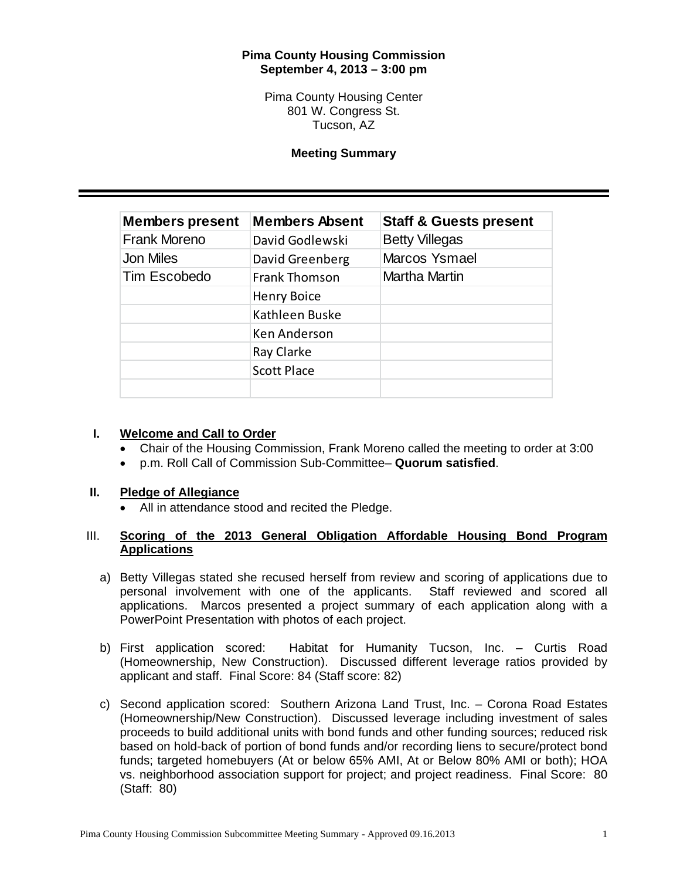**Pima County Housing Commission**
**September 4, 2013 – 3:00 pm**

Pima County Housing Center
801 W. Congress St.
Tucson, AZ

**Meeting Summary**

| Members present | Members Absent | Staff & Guests present |
|---|---|---|
| Frank Moreno | David Godlewski | Betty Villegas |
| Jon Miles | David Greenberg | Marcos Ysmael |
| Tim Escobedo | Frank Thomson | Martha Martin |
| | Henry Boice | |
| | Kathleen Buske | |
| | Ken Anderson | |
| | Ray Clarke | |
| | Scott Place | |
| | | |

## I. Welcome and Call to Order

- Chair of the Housing Commission, Frank Moreno called the meeting to order at 3:00
- p.m. Roll Call of Commission Sub-Committee– **Quorum satisfied**.

## II. Pledge of Allegiance

- All in attendance stood and recited the Pledge.

## III. Scoring of the 2013 General Obligation Affordable Housing Bond Program Applications

a) Betty Villegas stated she recused herself from review and scoring of applications due to personal involvement with one of the applicants. Staff reviewed and scored all applications. Marcos presented a project summary of each application along with a PowerPoint Presentation with photos of each project.

b) First application scored: Habitat for Humanity Tucson, Inc. – Curtis Road (Homeownership, New Construction). Discussed different leverage ratios provided by applicant and staff. Final Score: 84 (Staff score: 82)

c) Second application scored: Southern Arizona Land Trust, Inc. – Corona Road Estates (Homeownership/New Construction). Discussed leverage including investment of sales proceeds to build additional units with bond funds and other funding sources; reduced risk based on hold-back of portion of bond funds and/or recording liens to secure/protect bond funds; targeted homebuyers (At or below 65% AMI, At or Below 80% AMI or both); HOA vs. neighborhood association support for project; and project readiness. Final Score: 80 (Staff: 80)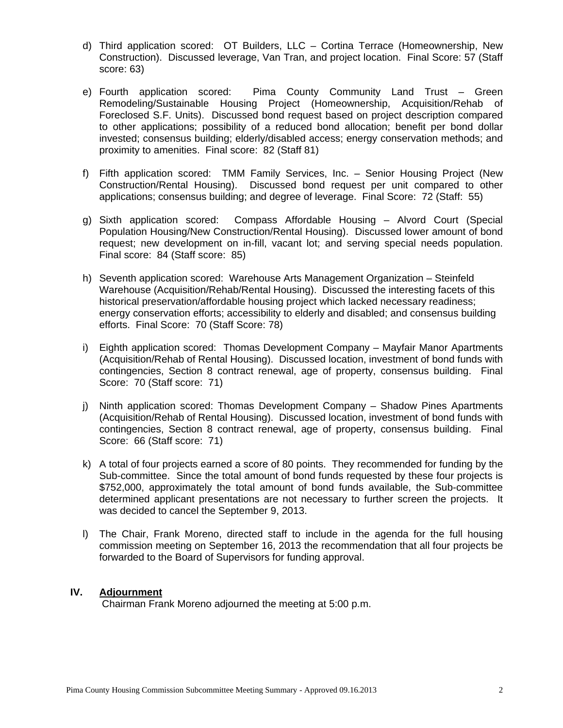d) Third application scored: OT Builders, LLC – Cortina Terrace (Homeownership, New Construction). Discussed leverage, Van Tran, and project location. Final Score: 57 (Staff score: 63)

e) Fourth application scored: Pima County Community Land Trust – Green Remodeling/Sustainable Housing Project (Homeownership, Acquisition/Rehab of Foreclosed S.F. Units). Discussed bond request based on project description compared to other applications; possibility of a reduced bond allocation; benefit per bond dollar invested; consensus building; elderly/disabled access; energy conservation methods; and proximity to amenities. Final score: 82 (Staff 81)

f) Fifth application scored: TMM Family Services, Inc. – Senior Housing Project (New Construction/Rental Housing). Discussed bond request per unit compared to other applications; consensus building; and degree of leverage. Final Score: 72 (Staff: 55)

g) Sixth application scored: Compass Affordable Housing – Alvord Court (Special Population Housing/New Construction/Rental Housing). Discussed lower amount of bond request; new development on in-fill, vacant lot; and serving special needs population. Final score: 84 (Staff score: 85)

h) Seventh application scored: Warehouse Arts Management Organization – Steinfeld Warehouse (Acquisition/Rehab/Rental Housing). Discussed the interesting facets of this historical preservation/affordable housing project which lacked necessary readiness; energy conservation efforts; accessibility to elderly and disabled; and consensus building efforts. Final Score: 70 (Staff Score: 78)

i) Eighth application scored: Thomas Development Company – Mayfair Manor Apartments (Acquisition/Rehab of Rental Housing). Discussed location, investment of bond funds with contingencies, Section 8 contract renewal, age of property, consensus building. Final Score: 70 (Staff score: 71)

j) Ninth application scored: Thomas Development Company – Shadow Pines Apartments (Acquisition/Rehab of Rental Housing). Discussed location, investment of bond funds with contingencies, Section 8 contract renewal, age of property, consensus building. Final Score: 66 (Staff score: 71)

k) A total of four projects earned a score of 80 points. They recommended for funding by the Sub-committee. Since the total amount of bond funds requested by these four projects is $752,000, approximately the total amount of bond funds available, the Sub-committee determined applicant presentations are not necessary to further screen the projects. It was decided to cancel the September 9, 2013.

l) The Chair, Frank Moreno, directed staff to include in the agenda for the full housing commission meeting on September 16, 2013 the recommendation that all four projects be forwarded to the Board of Supervisors for funding approval.

## IV. Adjournment

Chairman Frank Moreno adjourned the meeting at 5:00 p.m.